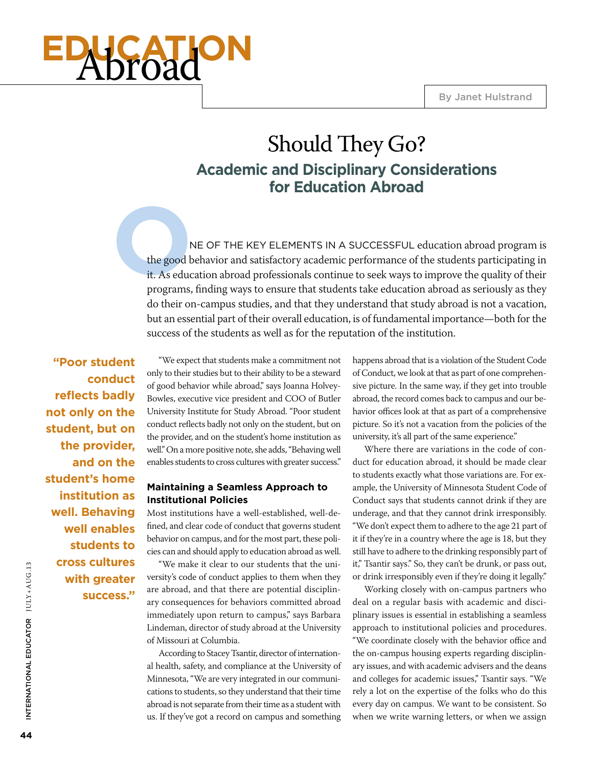# EDUCATION Abroad

By Janet Hulstrand

## Should They Go?

### Academic and Disciplinary Considerations for Education Abroad

ONE OF THE KEY ELEMENTS IN A SUCCESSFUL education abroad program is the good behavior and satisfactory academic performance of the students participating in it. As education abroad professionals continue to seek ways to improve the quality of their programs, finding ways to ensure that students take education abroad as seriously as they do their on-campus studies, and that they understand that study abroad is not a vacation, but an essential part of their overall education, is of fundamental importance—both for the success of the students as well as for the reputation of the institution.

> **"Poor student conduct reflects badly not only on the student, but on the provider, and on the student's home institution as well. Behaving well enables students to cross cultures with greater success."**

"We expect that students make a commitment not only to their studies but to their ability to be a steward of good behavior while abroad," says Joanna Holvey-Bowles, executive vice president and COO of Butler University Institute for Study Abroad. "Poor student conduct reflects badly not only on the student, but on the provider, and on the student's home institution as well." On a more positive note, she adds, "Behaving well enables students to cross cultures with greater success."

#### Maintaining a Seamless Approach to Institutional Policies

Most institutions have a well-established, well-defined, and clear code of conduct that governs student behavior on campus, and for the most part, these policies can and should apply to education abroad as well.

"We make it clear to our students that the university's code of conduct applies to them when they are abroad, and that there are potential disciplinary consequences for behaviors committed abroad immediately upon return to campus," says Barbara Lindeman, director of study abroad at the University of Missouri at Columbia.

According to Stacey Tsantir, director of international health, safety, and compliance at the University of Minnesota, "We are very integrated in our communications to students, so they understand that their time abroad is not separate from their time as a student with us. If they've got a record on campus and something happens abroad that is a violation of the Student Code of Conduct, we look at that as part of one comprehensive picture. In the same way, if they get into trouble abroad, the record comes back to campus and our behavior offices look at that as part of a comprehensive picture. So it's not a vacation from the policies of the university, it's all part of the same experience."

Where there are variations in the code of conduct for education abroad, it should be made clear to students exactly what those variations are. For example, the University of Minnesota Student Code of Conduct says that students cannot drink if they are underage, and that they cannot drink irresponsibly. "We don't expect them to adhere to the age 21 part of it if they're in a country where the age is 18, but they still have to adhere to the drinking responsibly part of it," Tsantir says." So, they can't be drunk, or pass out, or drink irresponsibly even if they're doing it legally."

Working closely with on-campus partners who deal on a regular basis with academic and disciplinary issues is essential in establishing a seamless approach to institutional policies and procedures. "We coordinate closely with the behavior office and the on-campus housing experts regarding disciplinary issues, and with academic advisers and the deans and colleges for academic issues," Tsantir says. "We rely a lot on the expertise of the folks who do this every day on campus. We want to be consistent. So when we write warning letters, or when we assign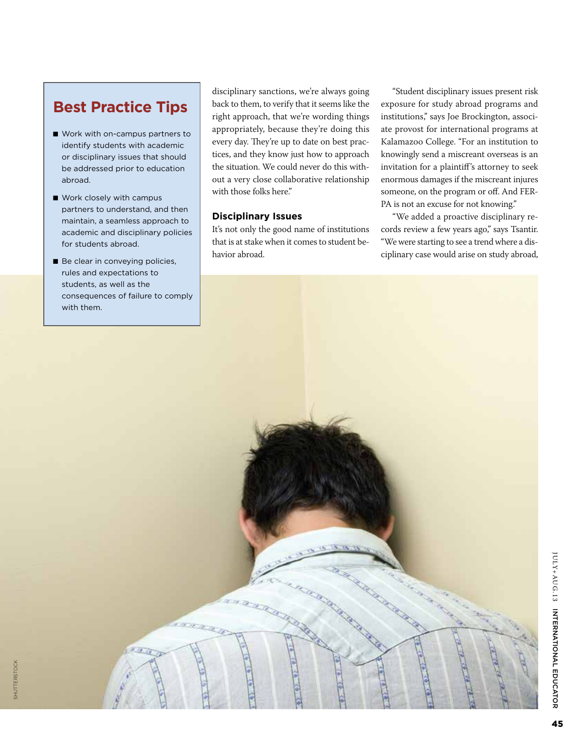## Best Practice Tips

- Work with on-campus partners to identify students with academic or disciplinary issues that should be addressed prior to education abroad.
- Work closely with campus partners to understand, and then maintain, a seamless approach to academic and disciplinary policies for students abroad.
- Be clear in conveying policies, rules and expectations to students, as well as the consequences of failure to comply with them.

disciplinary sanctions, we're always going back to them, to verify that it seems like the right approach, that we're wording things appropriately, because they're doing this every day. They're up to date on best practices, and they know just how to approach the situation. We could never do this without a very close collaborative relationship with those folks here."

### Disciplinary Issues

It's not only the good name of institutions that is at stake when it comes to student behavior abroad.

"Student disciplinary issues present risk exposure for study abroad programs and institutions," says Joe Brockington, associate provost for international programs at Kalamazoo College. "For an institution to knowingly send a miscreant overseas is an invitation for a plaintiff's attorney to seek enormous damages if the miscreant injures someone, on the program or off. And FERPA is not an excuse for not knowing."

"We added a proactive disciplinary records review a few years ago," says Tsantir. "We were starting to see a trend where a disciplinary case would arise on study abroad,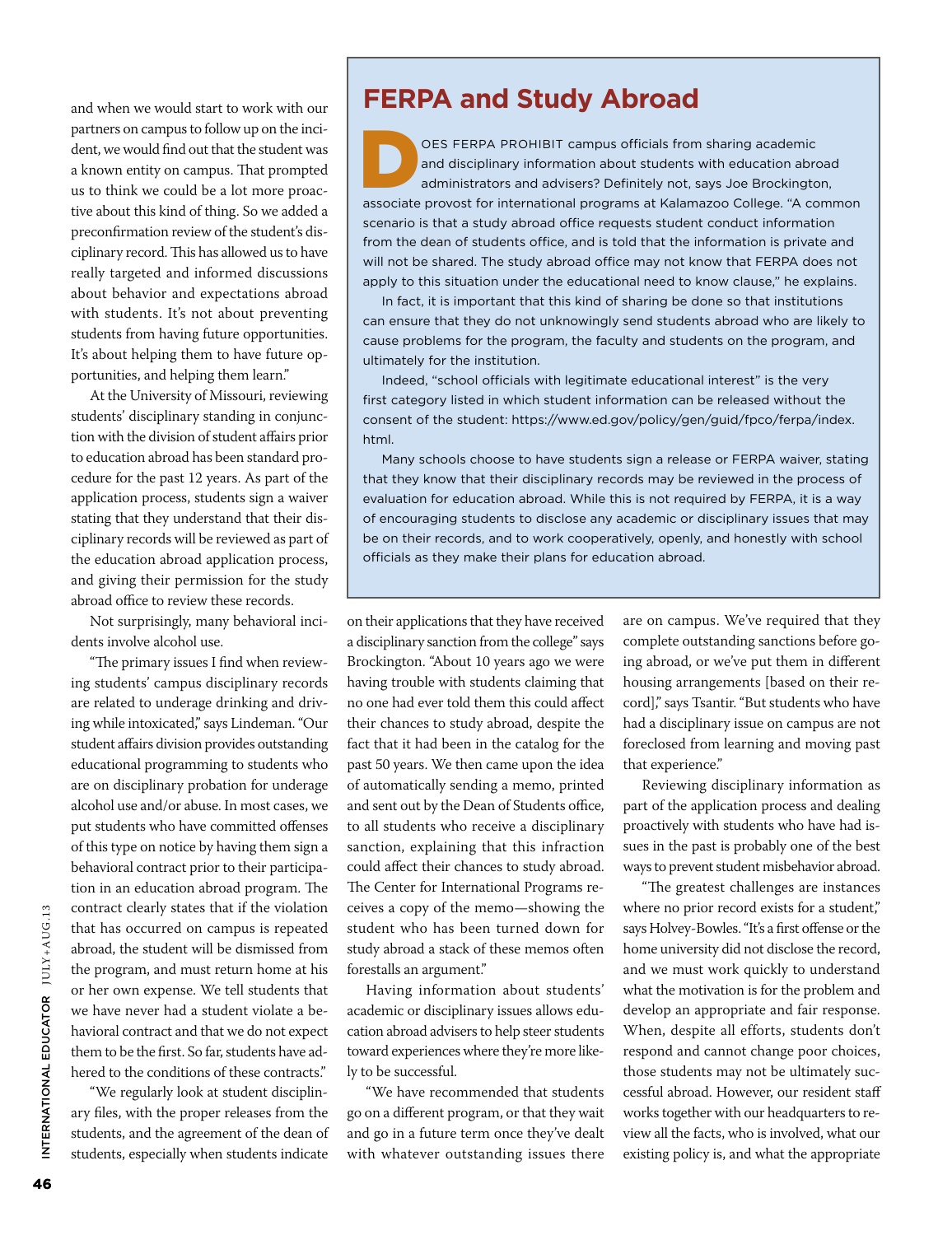and when we would start to work with our partners on campus to follow up on the incident, we would find out that the student was a known entity on campus. That prompted us to think we could be a lot more proactive about this kind of thing. So we added a preconfirmation review of the student's disciplinary record. This has allowed us to have really targeted and informed discussions about behavior and expectations abroad with students. It's not about preventing students from having future opportunities. It's about helping them to have future opportunities, and helping them learn."

At the University of Missouri, reviewing students' disciplinary standing in conjunction with the division of student affairs prior to education abroad has been standard procedure for the past 12 years. As part of the application process, students sign a waiver stating that they understand that their disciplinary records will be reviewed as part of the education abroad application process, and giving their permission for the study abroad office to review these records.

Not surprisingly, many behavioral incidents involve alcohol use.

"The primary issues I find when reviewing students' campus disciplinary records are related to underage drinking and driving while intoxicated," says Lindeman. "Our student affairs division provides outstanding educational programming to students who are on disciplinary probation for underage alcohol use and/or abuse. In most cases, we put students who have committed offenses of this type on notice by having them sign a behavioral contract prior to their participation in an education abroad program. The contract clearly states that if the violation that has occurred on campus is repeated abroad, the student will be dismissed from the program, and must return home at his or her own expense. We tell students that we have never had a student violate a behavioral contract and that we do not expect them to be the first. So far, students have adhered to the conditions of these contracts."

"We regularly look at student disciplinary files, with the proper releases from the students, and the agreement of the dean of students, especially when students indicate on their applications that they have received a disciplinary sanction from the college" says Brockington. "About 10 years ago we were having trouble with students claiming that no one had ever told them this could affect their chances to study abroad, despite the fact that it had been in the catalog for the past 50 years. We then came upon the idea of automatically sending a memo, printed and sent out by the Dean of Students office, to all students who receive a disciplinary sanction, explaining that this infraction could affect their chances to study abroad. The Center for International Programs receives a copy of the memo—showing the student who has been turned down for study abroad a stack of these memos often forestalls an argument."

Having information about students' academic or disciplinary issues allows education abroad advisers to help steer students toward experiences where they're more likely to be successful.

"We have recommended that students go on a different program, or that they wait and go in a future term once they've dealt with whatever outstanding issues there are on campus. We've required that they complete outstanding sanctions before going abroad, or we've put them in different housing arrangements [based on their record]," says Tsantir. "But students who have had a disciplinary issue on campus are not foreclosed from learning and moving past that experience."

Reviewing disciplinary information as part of the application process and dealing proactively with students who have had issues in the past is probably one of the best ways to prevent student misbehavior abroad.

"The greatest challenges are instances where no prior record exists for a student," says Holvey-Bowles. "It's a first offense or the home university did not disclose the record, and we must work quickly to understand what the motivation is for the problem and develop an appropriate and fair response. When, despite all efforts, students don't respond and cannot change poor choices, those students may not be ultimately successful abroad. However, our resident staff works together with our headquarters to review all the facts, who is involved, what our existing policy is, and what the appropriate

## FERPA and Study Abroad

DOES FERPA PROHIBIT campus officials from sharing academic and disciplinary information about students with education abroad administrators and advisers? Definitely not, says Joe Brockington, associate provost for international programs at Kalamazoo College. "A common scenario is that a study abroad office requests student conduct information from the dean of students office, and is told that the information is private and will not be shared. The study abroad office may not know that FERPA does not apply to this situation under the educational need to know clause," he explains.

In fact, it is important that this kind of sharing be done so that institutions can ensure that they do not unknowingly send students abroad who are likely to cause problems for the program, the faculty and students on the program, and ultimately for the institution.

Indeed, "school officials with legitimate educational interest" is the very first category listed in which student information can be released without the consent of the student: https://www.ed.gov/policy/gen/guid/fpco/ferpa/index.html.

Many schools choose to have students sign a release or FERPA waiver, stating that they know that their disciplinary records may be reviewed in the process of evaluation for education abroad. While this is not required by FERPA, it is a way of encouraging students to disclose any academic or disciplinary issues that may be on their records, and to work cooperatively, openly, and honestly with school officials as they make their plans for education abroad.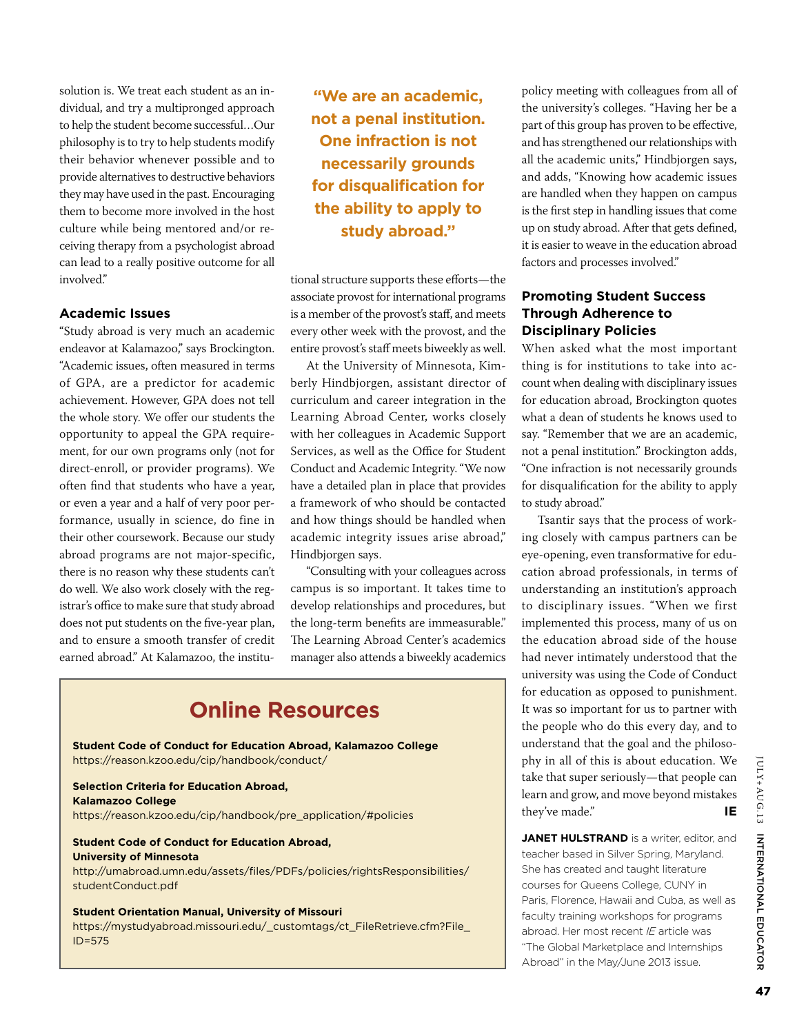solution is. We treat each student as an individual, and try a multipronged approach to help the student become successful…Our philosophy is to try to help students modify their behavior whenever possible and to provide alternatives to destructive behaviors they may have used in the past. Encouraging them to become more involved in the host culture while being mentored and/or receiving therapy from a psychologist abroad can lead to a really positive outcome for all involved."

### Academic Issues

"Study abroad is very much an academic endeavor at Kalamazoo," says Brockington. "Academic issues, often measured in terms of GPA, are a predictor for academic achievement. However, GPA does not tell the whole story. We offer our students the opportunity to appeal the GPA requirement, for our own programs only (not for direct-enroll, or provider programs). We often find that students who have a year, or even a year and a half of very poor performance, usually in science, do fine in their other coursework. Because our study abroad programs are not major-specific, there is no reason why these students can't do well. We also work closely with the registrar's office to make sure that study abroad does not put students on the five-year plan, and to ensure a smooth transfer of credit earned abroad." At Kalamazoo, the institutional structure supports these efforts—the associate provost for international programs is a member of the provost's staff, and meets every other week with the provost, and the entire provost's staff meets biweekly as well.

**"We are an academic, not a penal institution. One infraction is not necessarily grounds for disqualification for the ability to apply to study abroad."**

At the University of Minnesota, Kimberly Hindbjorgen, assistant director of curriculum and career integration in the Learning Abroad Center, works closely with her colleagues in Academic Support Services, as well as the Office for Student Conduct and Academic Integrity. "We now have a detailed plan in place that provides a framework of who should be contacted and how things should be handled when academic integrity issues arise abroad," Hindbjorgen says.

"Consulting with your colleagues across campus is so important. It takes time to develop relationships and procedures, but the long-term benefits are immeasurable." The Learning Abroad Center's academics manager also attends a biweekly academics policy meeting with colleagues from all of the university's colleges. "Having her be a part of this group has proven to be effective, and has strengthened our relationships with all the academic units," Hindbjorgen says, and adds, "Knowing how academic issues are handled when they happen on campus is the first step in handling issues that come up on study abroad. After that gets defined, it is easier to weave in the education abroad factors and processes involved."

### Promoting Student Success Through Adherence to Disciplinary Policies

When asked what the most important thing is for institutions to take into account when dealing with disciplinary issues for education abroad, Brockington quotes what a dean of students he knows used to say. "Remember that we are an academic, not a penal institution." Brockington adds, "One infraction is not necessarily grounds for disqualification for the ability to apply to study abroad."

Tsantir says that the process of working closely with campus partners can be eye-opening, even transformative for education abroad professionals, in terms of understanding an institution's approach to disciplinary issues. "When we first implemented this process, many of us on the education abroad side of the house had never intimately understood that the university was using the Code of Conduct for education as opposed to punishment. It was so important for us to partner with the people who do this every day, and to understand that the goal and the philosophy in all of this is about education. We take that super seriously—that people can learn and grow, and move beyond mistakes they've made." **IE**

**JANET HULSTRAND** is a writer, editor, and teacher based in Silver Spring, Maryland. She has created and taught literature courses for Queens College, CUNY in Paris, Florence, Hawaii and Cuba, as well as faculty training workshops for programs abroad. Her most recent *IE* article was "The Global Marketplace and Internships Abroad" in the May/June 2013 issue.

## Online Resources

**Student Code of Conduct for Education Abroad, Kalamazoo College**
https://reason.kzoo.edu/cip/handbook/conduct/

**Selection Criteria for Education Abroad, Kalamazoo College**
https://reason.kzoo.edu/cip/handbook/pre_application/#policies

**Student Code of Conduct for Education Abroad, University of Minnesota**
http://umabroad.umn.edu/assets/files/PDFs/policies/rightsResponsibilities/studentConduct.pdf

**Student Orientation Manual, University of Missouri**
https://mystudyabroad.missouri.edu/_customtags/ct_FileRetrieve.cfm?File_ID=575